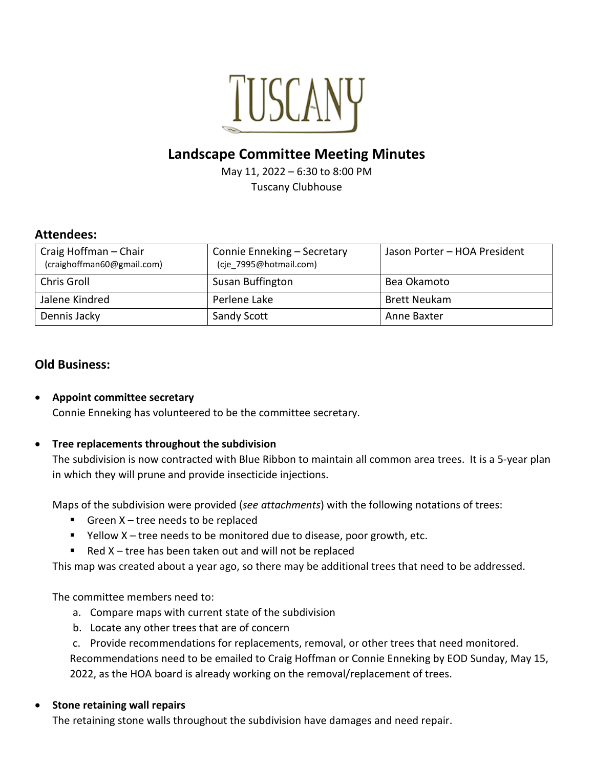# TUSCANY

## Landscape Committee Meeting Minutes

May 11, 2022 – 6:30 to 8:00 PM
Tuscany Clubhouse

### Attendees:

| Craig Hoffman – Chair (craighoffman60@gmail.com) | Connie Enneking – Secretary (cje_7995@hotmail.com) | Jason Porter – HOA President |
|---|---|---|
| Chris Groll | Susan Buffington | Bea Okamoto |
| Jalene Kindred | Perlene Lake | Brett Neukam |
| Dennis Jacky | Sandy Scott | Anne Baxter |

### Old Business:

- **Appoint committee secretary**
  Connie Enneking has volunteered to be the committee secretary.

- **Tree replacements throughout the subdivision**
  The subdivision is now contracted with Blue Ribbon to maintain all common area trees. It is a 5-year plan in which they will prune and provide insecticide injections.

  Maps of the subdivision were provided (*see attachments*) with the following notations of trees:
  - Green X – tree needs to be replaced
  - Yellow X – tree needs to be monitored due to disease, poor growth, etc.
  - Red X – tree has been taken out and will not be replaced

  This map was created about a year ago, so there may be additional trees that need to be addressed.

  The committee members need to:
  a. Compare maps with current state of the subdivision
  b. Locate any other trees that are of concern
  c. Provide recommendations for replacements, removal, or other trees that need monitored.

  Recommendations need to be emailed to Craig Hoffman or Connie Enneking by EOD Sunday, May 15, 2022, as the HOA board is already working on the removal/replacement of trees.

- **Stone retaining wall repairs**
  The retaining stone walls throughout the subdivision have damages and need repair.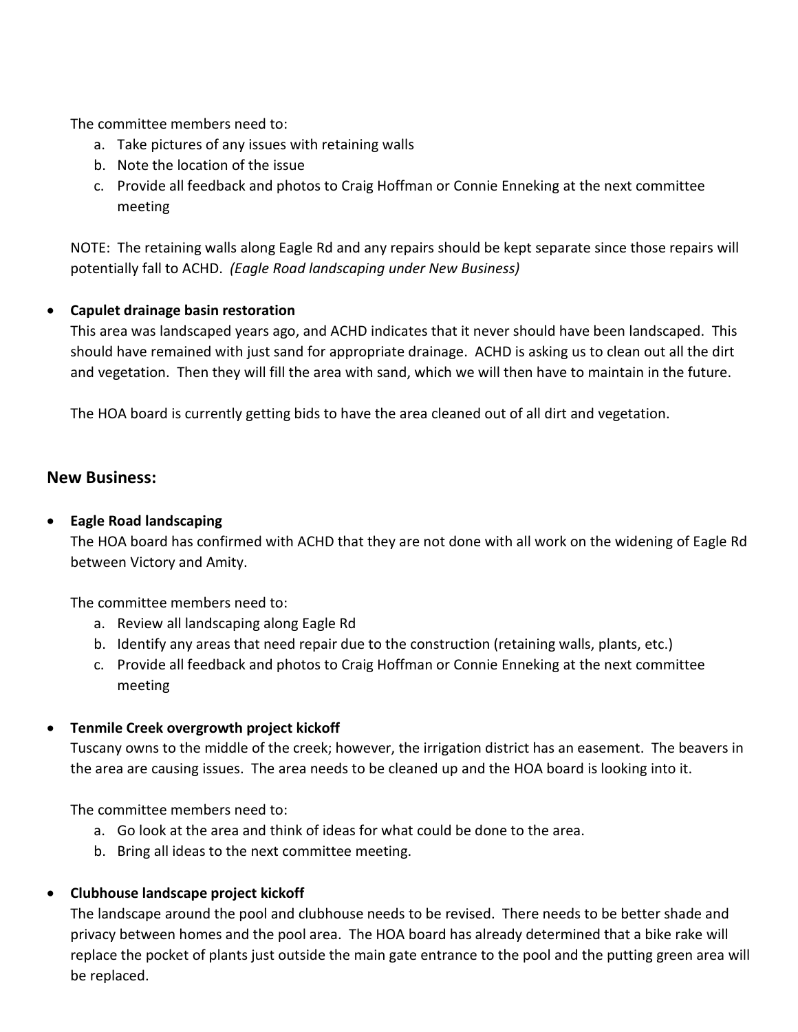The committee members need to:

a. Take pictures of any issues with retaining walls
b. Note the location of the issue
c. Provide all feedback and photos to Craig Hoffman or Connie Enneking at the next committee meeting

NOTE: The retaining walls along Eagle Rd and any repairs should be kept separate since those repairs will potentially fall to ACHD. *(Eagle Road landscaping under New Business)*

- **Capulet drainage basin restoration**

  This area was landscaped years ago, and ACHD indicates that it never should have been landscaped. This should have remained with just sand for appropriate drainage. ACHD is asking us to clean out all the dirt and vegetation. Then they will fill the area with sand, which we will then have to maintain in the future.

  The HOA board is currently getting bids to have the area cleaned out of all dirt and vegetation.

## New Business:

- **Eagle Road landscaping**

  The HOA board has confirmed with ACHD that they are not done with all work on the widening of Eagle Rd between Victory and Amity.

  The committee members need to:

  a. Review all landscaping along Eagle Rd
  b. Identify any areas that need repair due to the construction (retaining walls, plants, etc.)
  c. Provide all feedback and photos to Craig Hoffman or Connie Enneking at the next committee meeting

- **Tenmile Creek overgrowth project kickoff**

  Tuscany owns to the middle of the creek; however, the irrigation district has an easement. The beavers in the area are causing issues. The area needs to be cleaned up and the HOA board is looking into it.

  The committee members need to:

  a. Go look at the area and think of ideas for what could be done to the area.
  b. Bring all ideas to the next committee meeting.

- **Clubhouse landscape project kickoff**

  The landscape around the pool and clubhouse needs to be revised. There needs to be better shade and privacy between homes and the pool area. The HOA board has already determined that a bike rake will replace the pocket of plants just outside the main gate entrance to the pool and the putting green area will be replaced.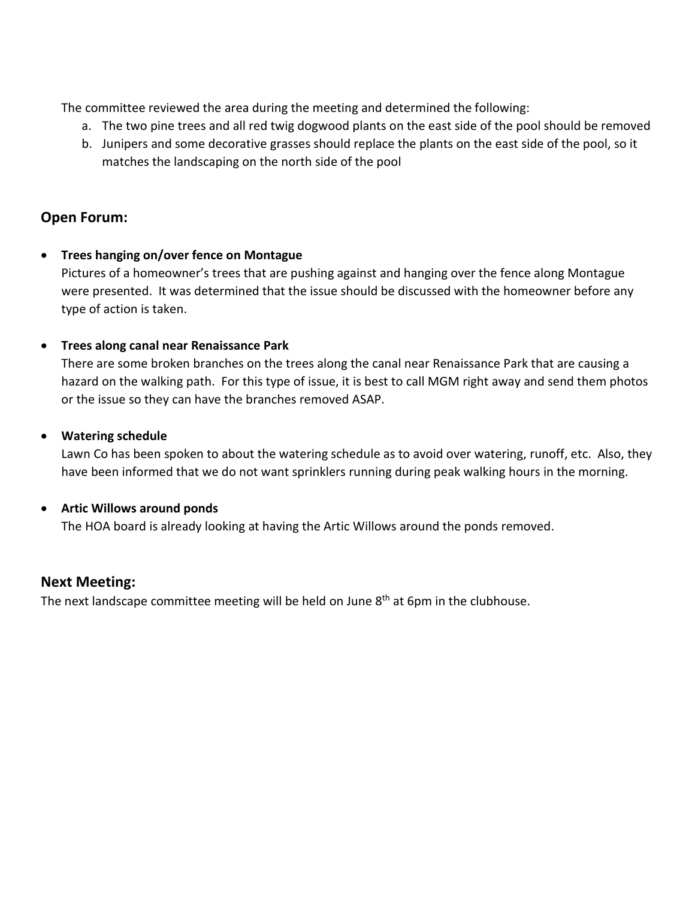The committee reviewed the area during the meeting and determined the following:

a. The two pine trees and all red twig dogwood plants on the east side of the pool should be removed
b. Junipers and some decorative grasses should replace the plants on the east side of the pool, so it matches the landscaping on the north side of the pool

## Open Forum:

- **Trees hanging on/over fence on Montague**
  Pictures of a homeowner's trees that are pushing against and hanging over the fence along Montague were presented. It was determined that the issue should be discussed with the homeowner before any type of action is taken.

- **Trees along canal near Renaissance Park**
  There are some broken branches on the trees along the canal near Renaissance Park that are causing a hazard on the walking path. For this type of issue, it is best to call MGM right away and send them photos or the issue so they can have the branches removed ASAP.

- **Watering schedule**
  Lawn Co has been spoken to about the watering schedule as to avoid over watering, runoff, etc. Also, they have been informed that we do not want sprinklers running during peak walking hours in the morning.

- **Artic Willows around ponds**
  The HOA board is already looking at having the Artic Willows around the ponds removed.

## Next Meeting:

The next landscape committee meeting will be held on June 8th at 6pm in the clubhouse.